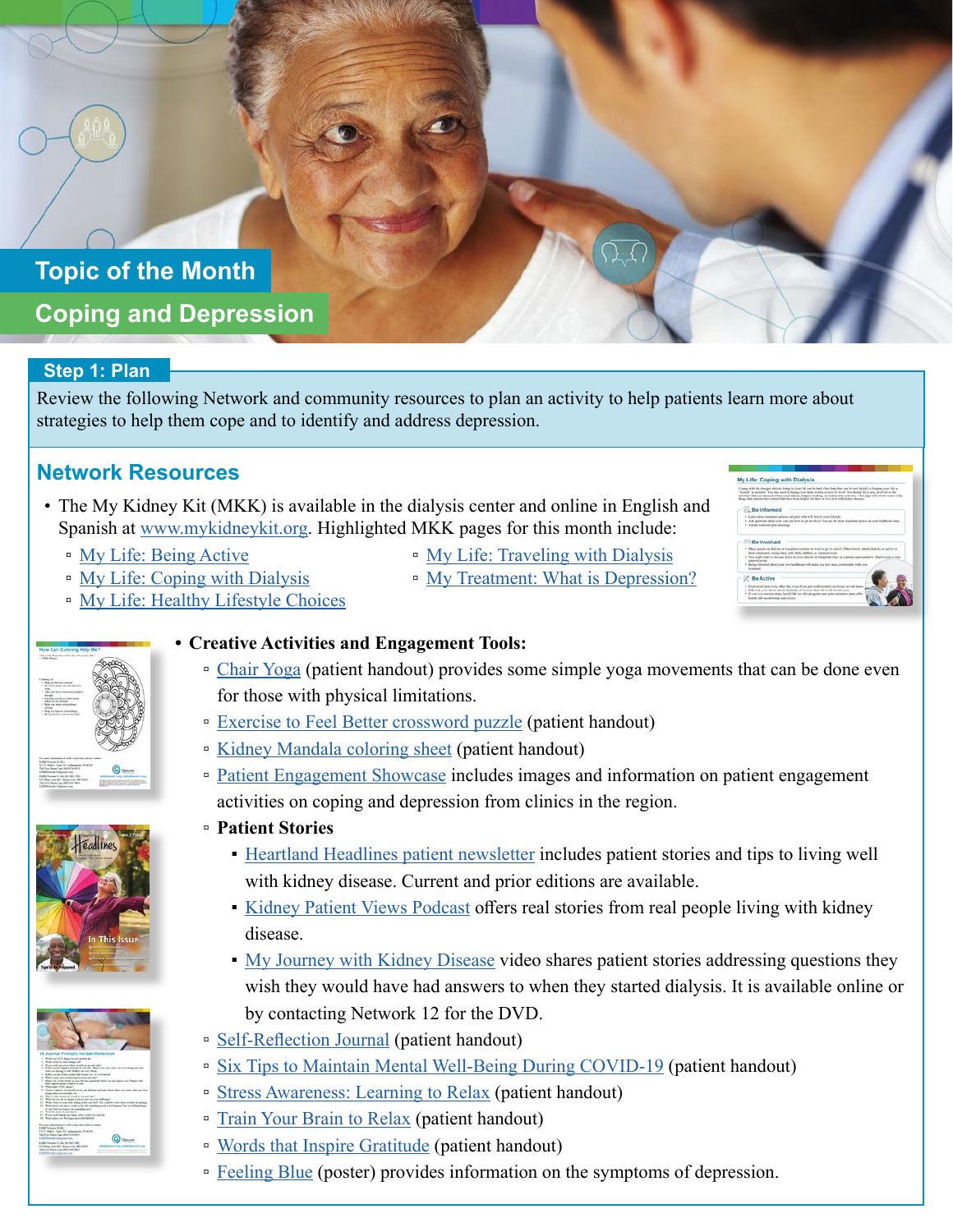# Topic of the Month

## Coping and Depression

### Step 1: Plan

Review the following Network and community resources to plan an activity to help patients learn more about strategies to help them cope and to identify and address depression.

### Network Resources

- The My Kidney Kit (MKK) is available in the dialysis center and online in English and Spanish at www.mykidneykit.org. Highlighted MKK pages for this month include:
  - My Life: Being Active
  - My Life: Coping with Dialysis
  - My Life: Healthy Lifestyle Choices
  - My Life: Traveling with Dialysis
  - My Treatment: What is Depression?
- **Creative Activities and Engagement Tools:**
  - Chair Yoga (patient handout) provides some simple yoga movements that can be done even for those with physical limitations.
  - Exercise to Feel Better crossword puzzle (patient handout)
  - Kidney Mandala coloring sheet (patient handout)
  - Patient Engagement Showcase includes images and information on patient engagement activities on coping and depression from clinics in the region.
  - **Patient Stories**
    - Heartland Headlines patient newsletter includes patient stories and tips to living well with kidney disease. Current and prior editions are available.
    - Kidney Patient Views Podcast offers real stories from real people living with kidney disease.
    - My Journey with Kidney Disease video shares patient stories addressing questions they wish they would have had answers to when they started dialysis. It is available online or by contacting Network 12 for the DVD.
  - Self-Reflection Journal (patient handout)
  - Six Tips to Maintain Mental Well-Being During COVID-19 (patient handout)
  - Stress Awareness: Learning to Relax (patient handout)
  - Train Your Brain to Relax (patient handout)
  - Words that Inspire Gratitude (patient handout)
  - Feeling Blue (poster) provides information on the symptoms of depression.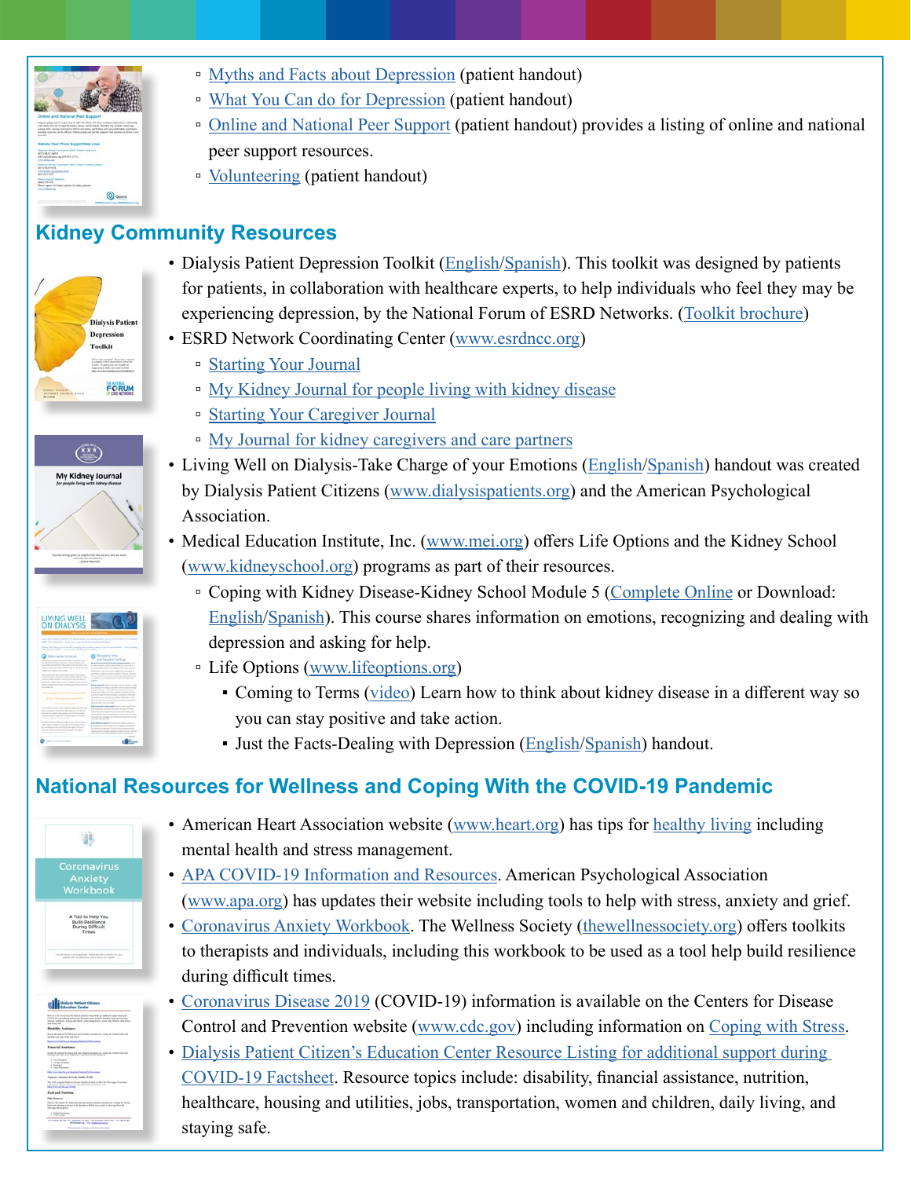- Myths and Facts about Depression (patient handout)
- What You Can do for Depression (patient handout)
- Online and National Peer Support (patient handout) provides a listing of online and national peer support resources.
- Volunteering (patient handout)

## Kidney Community Resources

- Dialysis Patient Depression Toolkit (English/Spanish). This toolkit was designed by patients for patients, in collaboration with healthcare experts, to help individuals who feel they may be experiencing depression, by the National Forum of ESRD Networks. (Toolkit brochure)
- ESRD Network Coordinating Center (www.esrdncc.org)
  - Starting Your Journal
  - My Kidney Journal for people living with kidney disease
  - Starting Your Caregiver Journal
  - My Journal for kidney caregivers and care partners
- Living Well on Dialysis-Take Charge of your Emotions (English/Spanish) handout was created by Dialysis Patient Citizens (www.dialysispatients.org) and the American Psychological Association.
- Medical Education Institute, Inc. (www.mei.org) offers Life Options and the Kidney School (www.kidneyschool.org) programs as part of their resources.
  - Coping with Kidney Disease-Kidney School Module 5 (Complete Online or Download: English/Spanish). This course shares information on emotions, recognizing and dealing with depression and asking for help.
  - Life Options (www.lifeoptions.org)
    - Coming to Terms (video) Learn how to think about kidney disease in a different way so you can stay positive and take action.
    - Just the Facts-Dealing with Depression (English/Spanish) handout.

## National Resources for Wellness and Coping With the COVID-19 Pandemic

- American Heart Association website (www.heart.org) has tips for healthy living including mental health and stress management.
- APA COVID-19 Information and Resources. American Psychological Association (www.apa.org) has updates their website including tools to help with stress, anxiety and grief.
- Coronavirus Anxiety Workbook. The Wellness Society (thewellnessociety.org) offers toolkits to therapists and individuals, including this workbook to be used as a tool help build resilience during difficult times.
- Coronavirus Disease 2019 (COVID-19) information is available on the Centers for Disease Control and Prevention website (www.cdc.gov) including information on Coping with Stress.
- Dialysis Patient Citizen's Education Center Resource Listing for additional support during COVID-19 Factsheet. Resource topics include: disability, financial assistance, nutrition, healthcare, housing and utilities, jobs, transportation, women and children, daily living, and staying safe.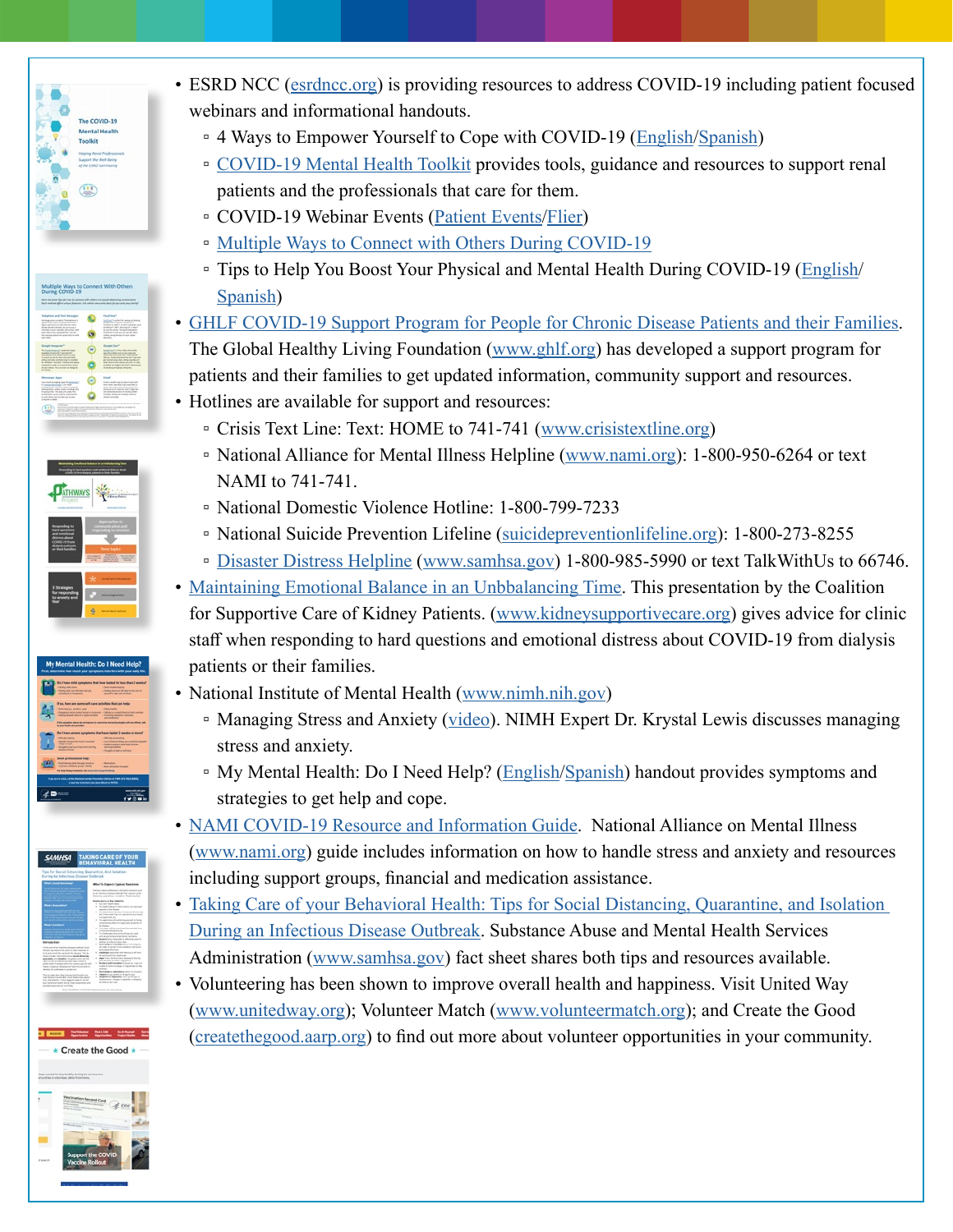- ESRD NCC (esrdncc.org) is providing resources to address COVID-19 including patient focused webinars and informational handouts.
  - 4 Ways to Empower Yourself to Cope with COVID-19 (English/Spanish)
  - COVID-19 Mental Health Toolkit provides tools, guidance and resources to support renal patients and the professionals that care for them.
  - COVID-19 Webinar Events (Patient Events/Flier)
  - Multiple Ways to Connect with Others During COVID-19
  - Tips to Help You Boost Your Physical and Mental Health During COVID-19 (English/Spanish)
- GHLF COVID-19 Support Program for People for Chronic Disease Patients and their Families. The Global Healthy Living Foundation (www.ghlf.org) has developed a support program for patients and their families to get updated information, community support and resources.
- Hotlines are available for support and resources:
  - Crisis Text Line: Text: HOME to 741-741 (www.crisistextline.org)
  - National Alliance for Mental Illness Helpline (www.nami.org): 1-800-950-6264 or text NAMI to 741-741.
  - National Domestic Violence Hotline: 1-800-799-7233
  - National Suicide Prevention Lifeline (suicidepreventionlifeline.org): 1-800-273-8255
  - Disaster Distress Helpline (www.samhsa.gov) 1-800-985-5990 or text TalkWithUs to 66746.
- Maintaining Emotional Balance in an Unbbalancing Time. This presentation by the Coalition for Supportive Care of Kidney Patients. (www.kidneysupportivecare.org) gives advice for clinic staff when responding to hard questions and emotional distress about COVID-19 from dialysis patients or their families.
- National Institute of Mental Health (www.nimh.nih.gov)
  - Managing Stress and Anxiety (video). NIMH Expert Dr. Krystal Lewis discusses managing stress and anxiety.
  - My Mental Health: Do I Need Help? (English/Spanish) handout provides symptoms and strategies to get help and cope.
- NAMI COVID-19 Resource and Information Guide. National Alliance on Mental Illness (www.nami.org) guide includes information on how to handle stress and anxiety and resources including support groups, financial and medication assistance.
- Taking Care of your Behavioral Health: Tips for Social Distancing, Quarantine, and Isolation During an Infectious Disease Outbreak. Substance Abuse and Mental Health Services Administration (www.samhsa.gov) fact sheet shares both tips and resources available.
- Volunteering has been shown to improve overall health and happiness. Visit United Way (www.unitedway.org); Volunteer Match (www.volunteermatch.org); and Create the Good (createthegood.aarp.org) to find out more about volunteer opportunities in your community.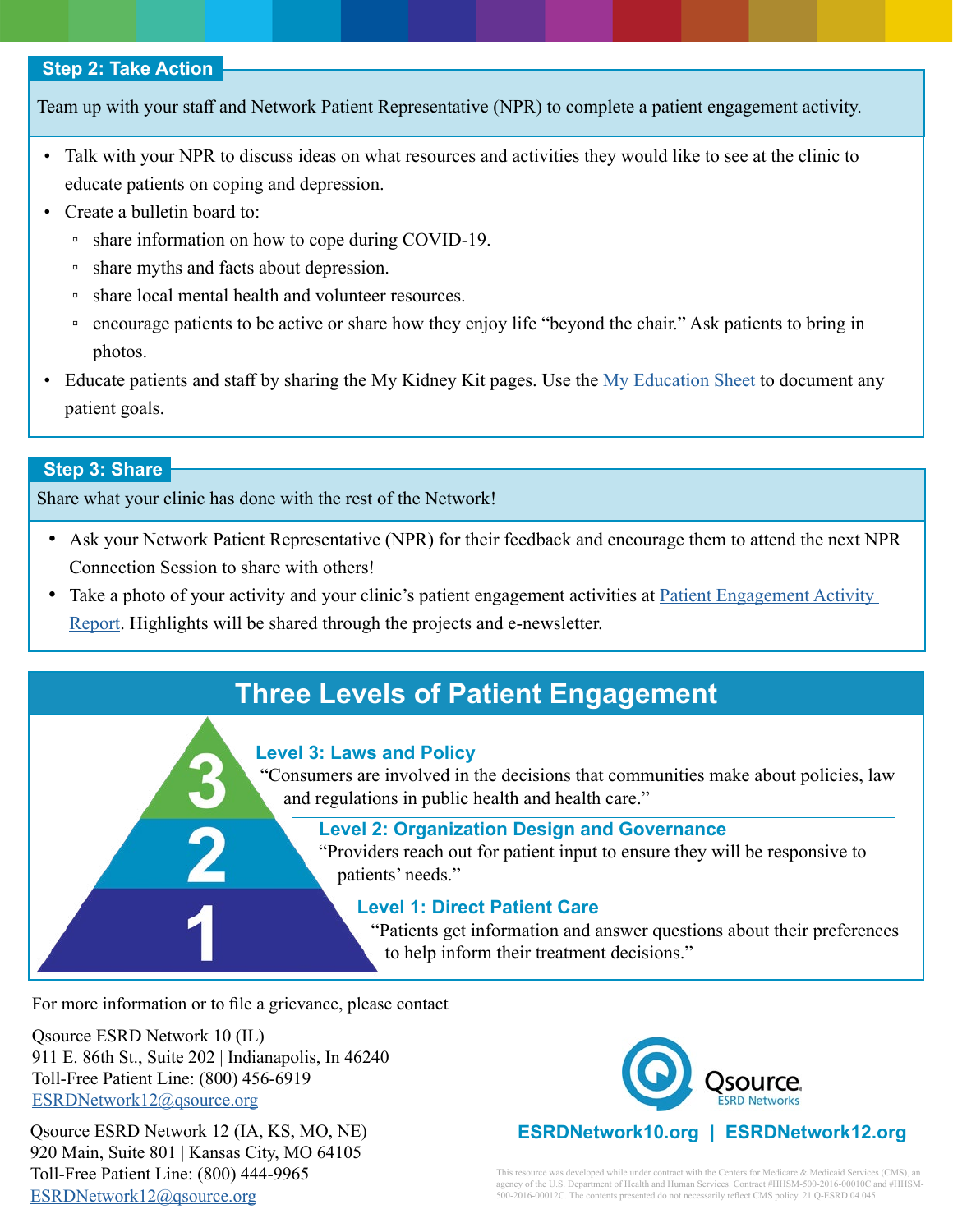## Step 2: Take Action

Team up with your staff and Network Patient Representative (NPR) to complete a patient engagement activity.

- Talk with your NPR to discuss ideas on what resources and activities they would like to see at the clinic to educate patients on coping and depression.
- Create a bulletin board to:
  - share information on how to cope during COVID-19.
  - share myths and facts about depression.
  - share local mental health and volunteer resources.
  - encourage patients to be active or share how they enjoy life "beyond the chair." Ask patients to bring in photos.
- Educate patients and staff by sharing the My Kidney Kit pages. Use the My Education Sheet to document any patient goals.

## Step 3: Share

Share what your clinic has done with the rest of the Network!

- Ask your Network Patient Representative (NPR) for their feedback and encourage them to attend the next NPR Connection Session to share with others!
- Take a photo of your activity and your clinic's patient engagement activities at Patient Engagement Activity Report. Highlights will be shared through the projects and e-newsletter.

## Three Levels of Patient Engagement

3

2

1

### Level 3: Laws and Policy

"Consumers are involved in the decisions that communities make about policies, law and regulations in public health and health care."

### Level 2: Organization Design and Governance

"Providers reach out for patient input to ensure they will be responsive to patients' needs."

### Level 1: Direct Patient Care

"Patients get information and answer questions about their preferences to help inform their treatment decisions."

For more information or to file a grievance, please contact

Qsource ESRD Network 10 (IL)
911 E. 86th St., Suite 202 | Indianapolis, In 46240
Toll-Free Patient Line: (800) 456-6919
ESRDNetwork12@qsource.org

Qsource ESRD Network 12 (IA, KS, MO, NE)
920 Main, Suite 801 | Kansas City, MO 64105
Toll-Free Patient Line: (800) 444-9965
ESRDNetwork12@qsource.org

Qsource ESRD Networks

**ESRDNetwork10.org | ESRDNetwork12.org**

This resource was developed while under contract with the Centers for Medicare & Medicaid Services (CMS), an agency of the U.S. Department of Health and Human Services. Contract #HHSM-500-2016-00010C and #HHSM-500-2016-00012C. The contents presented do not necessarily reflect CMS policy. 21.Q-ESRD.04.045